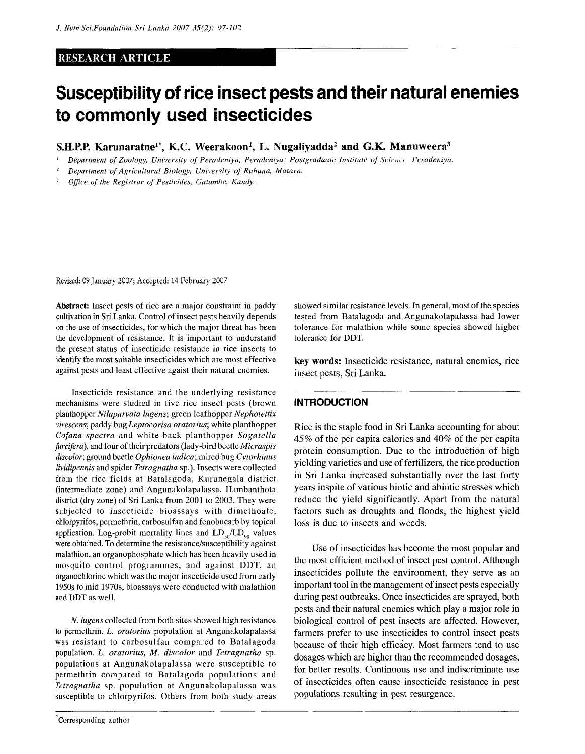RESEARCH ARTICLE

# Susceptibility of rice insect pests and their natural enemies to commonly used insecticides

**S.H.P.P. Karunaratne[1*], K.C. Weerakoon[1], L. Nugaliyadda[2] and G.K. Manuweera[3]**

[1] Department of Zoology, University of Peradeniya, Peradeniya; Postgraduate Institute of Science, Peradeniya.

[2] Department of Agricultural Biology, University of Ruhuna, Matara.

[3] Office of the Registrar of Pesticides, Gatambe, Kandy.

Revised: 09 January 2007; Accepted: 14 February 2007

**Abstract:** Insect pests of rice are a major constraint in paddy cultivation in Sri Lanka. Control of insect pests heavily depends on the use of insecticides, for which the major threat has been the development of resistance. It is important to understand the present status of insecticide resistance in rice insects to identify the most suitable insecticides which are most effective against pests and least effective agaist their natural enemies.

Insecticide resistance and the underlying resistance mechanisms were studied in five rice insect pests (brown planthopper *Nilaparvata lugens*; green leafhopper *Nephotettix virescens*; paddy bug *Leptocorisa oratorius*; white planthopper *Cofana spectra* and white-back planthopper *Sogatella furcifera*), and four of their predators (lady-bird beetle *Micraspis discolor*; ground beetle *Ophionea indica*; mired bug *Cytorhinus lividipennis* and spider *Tetragnatha* sp.). Insects were collected from the rice fields at Batalagoda, Kurunegala district (intermediate zone) and Angunakolapalassa, Hambanthota district (dry zone) of Sri Lanka from 2001 to 2003. They were subjected to insecticide bioassays with dimethoate, chlorpyrifos, permethrin, carbosulfan and fenobucarb by topical application. Log-probit mortality lines and $LD_{50}/LD_{90}$ values were obtained. To determine the resistance/susceptibility against malathion, an organophosphate which has been heavily used in mosquito control programmes, and against DDT, an organochlorine which was the major insecticide used from early 1950s to mid 1970s, bioassays were conducted with malathion and DDT as well.

*N. lugens* collected from both sites showed high resistance to permethrin. *L. oratorius* population at Angunakolapalassa was resistant to carbosulfan compared to Batalagoda population. *L. oratorius, M. discolor* and *Tetragnatha* sp. populations at Angunakolapalassa were susceptible to permethrin compared to Batalagoda populations and *Tetragnatha* sp. population at Angunakolapalassa was susceptible to chlorpyrifos. Others from both study areas showed similar resistance levels. In general, most of the species tested from Batalagoda and Angunakolapalassa had lower tolerance for malathion while some species showed higher tolerance for DDT.

**key words:** Insecticide resistance, natural enemies, rice insect pests, Sri Lanka.

## INTRODUCTION

Rice is the staple food in Sri Lanka accounting for about 45% of the per capita calories and 40% of the per capita protein consumption. Due to the introduction of high yielding varieties and use of fertilizers, the rice production in Sri Lanka increased substantially over the last forty years inspite of various biotic and abiotic stresses which reduce the yield significantly. Apart from the natural factors such as droughts and floods, the highest yield loss is due to insects and weeds.

Use of insecticides has become the most popular and the most efficient method of insect pest control. Although insecticides pollute the environment, they serve as an important tool in the management of insect pests especially during pest outbreaks. Once insecticides are sprayed, both pests and their natural enemies which play a major role in biological control of pest insects are affected. However, farmers prefer to use insecticides to control insect pests because of their high efficacy. Most farmers tend to use dosages which are higher than the recommended dosages, for better results. Continuous use and indiscriminate use of insecticides often cause insecticide resistance in pest populations resulting in pest resurgence.

*Corresponding author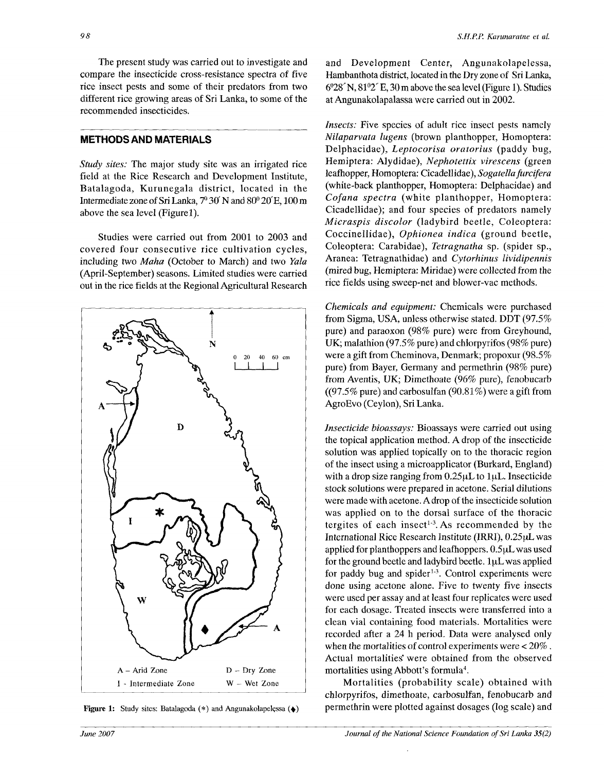The present study was carried out to investigate and compare the insecticide cross-resistance spectra of five rice insect pests and some of their predators from two different rice growing areas of Sri Lanka, to some of the recommended insecticides.

## METHODS AND MATERIALS

*Study sites:* The major study site was an irrigated rice field at the Rice Research and Development Institute, Batalagoda, Kurunegala district, located in the Intermediate zone of Sri Lanka, $7^0 30'$ N and $80^0 20'$E, 100 m above the sea level (Figure1).

Studies were carried out from 2001 to 2003 and covered four consecutive rice cultivation cycles, including two *Maha* (October to March) and two *Yala* (April-September) seasons. Limited studies were carried out in the rice fields at the Regional Agricultural Research and Development Center, Angunakolapelessa, Hambanthota district, located in the Dry zone of Sri Lanka, $6^0 28'$N, $81^0 2'$ E, 30 m above the sea level (Figure 1). Studies at Angunakolapalassa were carried out in 2002.

A – Arid Zone D – Dry Zone
I - Intermediate Zone W – Wet Zone

**Figure 1:** Study sites: Batalagoda (*) and Angunakolapelessa (♦)

*Insects:* Five species of adult rice insect pests namely *Nilaparvata lugens* (brown planthopper, Homoptera: Delphacidae), *Leptocorisa oratorius* (paddy bug, Hemiptera: Alydidae), *Nephotettix virescens* (green leafhopper, Homoptera: Cicadellidae), *Sogatella furcifera* (white-back planthopper, Homoptera: Delphacidae) and *Cofana spectra* (white planthopper, Homoptera: Cicadellidae); and four species of predators namely *Micraspis discolor* (ladybird beetle, Coleoptera: Coccinellidae), *Ophionea indica* (ground beetle, Coleoptera: Carabidae), *Tetragnatha* sp. (spider sp., Aranea: Tetragnathidae) and *Cytorhinus lividipennis* (mired bug, Hemiptera: Miridae) were collected from the rice fields using sweep-net and blower-vac methods.

*Chemicals and equipment:* Chemicals were purchased from Sigma, USA, unless otherwise stated. DDT (97.5% pure) and paraoxon (98% pure) were from Greyhound, UK; malathion (97.5% pure) and chlorpyrifos (98% pure) were a gift from Cheminova, Denmark; propoxur (98.5% pure) from Bayer, Germany and permethrin (98% pure) from Aventis, UK; Dimethoate (96% pure), fenobucarb ((97.5% pure) and carbosulfan (90.81%) were a gift from AgroEvo (Ceylon), Sri Lanka.

*Insecticide bioassays:* Bioassays were carried out using the topical application method. A drop of the insecticide solution was applied topically on to the thoracic region of the insect using a microapplicator (Burkard, England) with a drop size ranging from 0.25μL to 1μL. Insecticide stock solutions were prepared in acetone. Serial dilutions were made with acetone. A drop of the insecticide solution was applied on to the dorsal surface of the thoracic tergites of each insect[1-3]. As recommended by the International Rice Research Institute (IRRI), 0.25μL was applied for planthoppers and leafhoppers. 0.5μL was used for the ground beetle and ladybird beetle. 1μL was applied for paddy bug and spider[1-3]. Control experiments were done using acetone alone. Five to twenty five insects were used per assay and at least four replicates were used for each dosage. Treated insects were transferred into a clean vial containing food materials. Mortalities were recorded after a 24 h period. Data were analysed only when the mortalities of control experiments were < 20%. Actual mortalities were obtained from the observed mortalities using Abbott's formula[4].

Mortalities (probability scale) obtained with chlorpyrifos, dimethoate, carbosulfan, fenobucarb and permethrin were plotted against dosages (log scale) and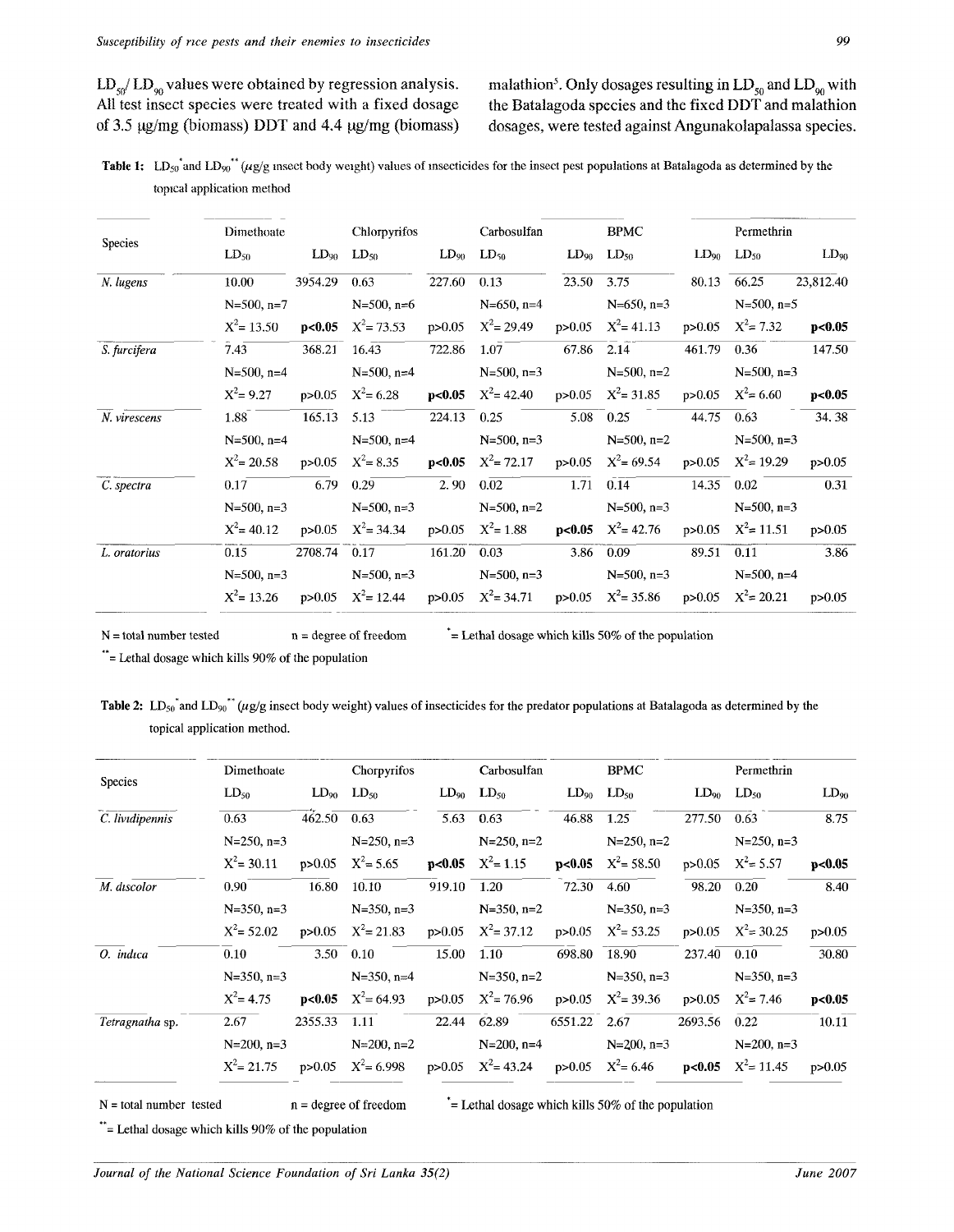$LD_{50}$/ $LD_{90}$ values were obtained by regression analysis. All test insect species were treated with a fixed dosage of 3.5 μg/mg (biomass) DDT and 4.4 μg/mg (biomass) malathion[5]. Only dosages resulting in $LD_{50}$ and $LD_{90}$ with the Batalagoda species and the fixed DDT and malathion dosages, were tested against Angunakolapalassa species.

**Table 1:** $LD_{50}$* and $LD_{90}$** (μg/g insect body weight) values of insecticides for the insect pest populations at Batalagoda as determined by the topical application method

| Species | Dimethoate | | Chlorpyrifos | | Carbosulfan | | BPMC | | Permethrin | |
|---|---|---|---|---|---|---|---|---|---|---|
| | $LD_{50}$ | $LD_{90}$ | $LD_{50}$ | $LD_{90}$ | $LD_{50}$ | $LD_{90}$ | $LD_{50}$ | $LD_{90}$ | $LD_{50}$ | $LD_{90}$ |
| *N. lugens* | 10.00 | 3954.29 | 0.63 | 227.60 | 0.13 | 23.50 | 3.75 | 80.13 | 66.25 | 23,812.40 |
| | N=500, n=7 | | N=500, n=6 | | N=650, n=4 | | N=650, n=3 | | N=500, n=5 | |
| | $X^2$= 13.50 | **p<0.05** | $X^2$= 73.53 | p>0.05 | $X^2$= 29.49 | p>0.05 | $X^2$= 41.13 | p>0.05 | $X^2$= 7.32 | **p<0.05** |
| *S. furcifera* | 7.43 | 368.21 | 16.43 | 722.86 | 1.07 | 67.86 | 2.14 | 461.79 | 0.36 | 147.50 |
| | N=500, n=4 | | N=500, n=4 | | N=500, n=3 | | N=500, n=2 | | N=500, n=3 | |
| | $X^2$= 9.27 | p>0.05 | $X^2$= 6.28 | **p<0.05** | $X^2$= 42.40 | p>0.05 | $X^2$= 31.85 | p>0.05 | $X^2$= 6.60 | **p<0.05** |
| *N. virescens* | 1.88 | 165.13 | 5.13 | 224.13 | 0.25 | 5.08 | 0.25 | 44.75 | 0.63 | 34. 38 |
| | N=500, n=4 | | N=500, n=4 | | N=500, n=3 | | N=500, n=2 | | N=500, n=3 | |
| | $X^2$= 20.58 | p>0.05 | $X^2$= 8.35 | **p<0.05** | $X^2$= 72.17 | p>0.05 | $X^2$= 69.54 | p>0.05 | $X^2$= 19.29 | p>0.05 |
| *C. spectra* | 0.17 | 6.79 | 0.29 | 2. 90 | 0.02 | 1.71 | 0.14 | 14.35 | 0.02 | 0.31 |
| | N=500, n=3 | | N=500, n=3 | | N=500, n=2 | | N=500, n=3 | | N=500, n=3 | |
| | $X^2$= 40.12 | p>0.05 | $X^2$= 34.34 | p>0.05 | $X^2$= 1.88 | **p<0.05** | $X^2$= 42.76 | p>0.05 | $X^2$= 11.51 | p>0.05 |
| *L. oratorius* | 0.15 | 2708.74 | 0.17 | 161.20 | 0.03 | 3.86 | 0.09 | 89.51 | 0.11 | 3.86 |
| | N=500, n=3 | | N=500, n=3 | | N=500, n=3 | | N=500, n=3 | | N=500, n=4 | |
| | $X^2$= 13.26 | p>0.05 | $X^2$= 12.44 | p>0.05 | $X^2$= 34.71 | p>0.05 | $X^2$= 35.86 | p>0.05 | $X^2$= 20.21 | p>0.05 |

N = total number tested   n = degree of freedom   * = Lethal dosage which kills 50% of the population

** = Lethal dosage which kills 90% of the population

**Table 2:** $LD_{50}$* and $LD_{90}$** (μg/g insect body weight) values of insecticides for the predator populations at Batalagoda as determined by the topical application method.

| Species | Dimethoate | | Chorpyrifos | | Carbosulfan | | BPMC | | Permethrin | |
|---|---|---|---|---|---|---|---|---|---|---|
| | $LD_{50}$ | $LD_{90}$ | $LD_{50}$ | $LD_{90}$ | $LD_{50}$ | $LD_{90}$ | $LD_{50}$ | $LD_{90}$ | $LD_{50}$ | $LD_{90}$ |
| *C. lividipennis* | 0.63 | 462.50 | 0.63 | 5.63 | 0.63 | 46.88 | 1.25 | 277.50 | 0.63 | 8.75 |
| | N=250, n=3 | | N=250, n=3 | | N=250, n=2 | | N=250, n=2 | | N=250, n=3 | |
| | $X^2$= 30.11 | p>0.05 | $X^2$= 5.65 | **p<0.05** | $X^2$= 1.15 | **p<0.05** | $X^2$= 58.50 | p>0.05 | $X^2$= 5.57 | **p<0.05** |
| *M. discolor* | 0.90 | 16.80 | 10.10 | 919.10 | 1.20 | 72.30 | 4.60 | 98.20 | 0.20 | 8.40 |
| | N=350, n=3 | | N=350, n=3 | | N=350, n=2 | | N=350, n=3 | | N=350, n=3 | |
| | $X^2$= 52.02 | p>0.05 | $X^2$= 21.83 | p>0.05 | $X^2$= 37.12 | p>0.05 | $X^2$= 53.25 | p>0.05 | $X^2$= 30.25 | p>0.05 |
| *O. indica* | 0.10 | 3.50 | 0.10 | 15.00 | 1.10 | 698.80 | 18.90 | 237.40 | 0.10 | 30.80 |
| | N=350, n=3 | | N=350, n=4 | | N=350, n=2 | | N=350, n=3 | | N=350, n=3 | |
| | $X^2$= 4.75 | **p<0.05** | $X^2$= 64.93 | p>0.05 | $X^2$= 76.96 | p>0.05 | $X^2$= 39.36 | p>0.05 | $X^2$= 7.46 | **p<0.05** |
| *Tetragnatha* sp. | 2.67 | 2355.33 | 1.11 | 22.44 | 62.89 | 6551.22 | 2.67 | 2693.56 | 0.22 | 10.11 |
| | N=200, n=3 | | N=200, n=2 | | N=200, n=4 | | N=200, n=3 | | N=200, n=3 | |
| | $X^2$= 21.75 | p>0.05 | $X^2$= 6.998 | p>0.05 | $X^2$= 43.24 | p>0.05 | $X^2$= 6.46 | **p<0.05** | $X^2$= 11.45 | p>0.05 |

N = total number tested   n = degree of freedom   * = Lethal dosage which kills 50% of the population

** = Lethal dosage which kills 90% of the population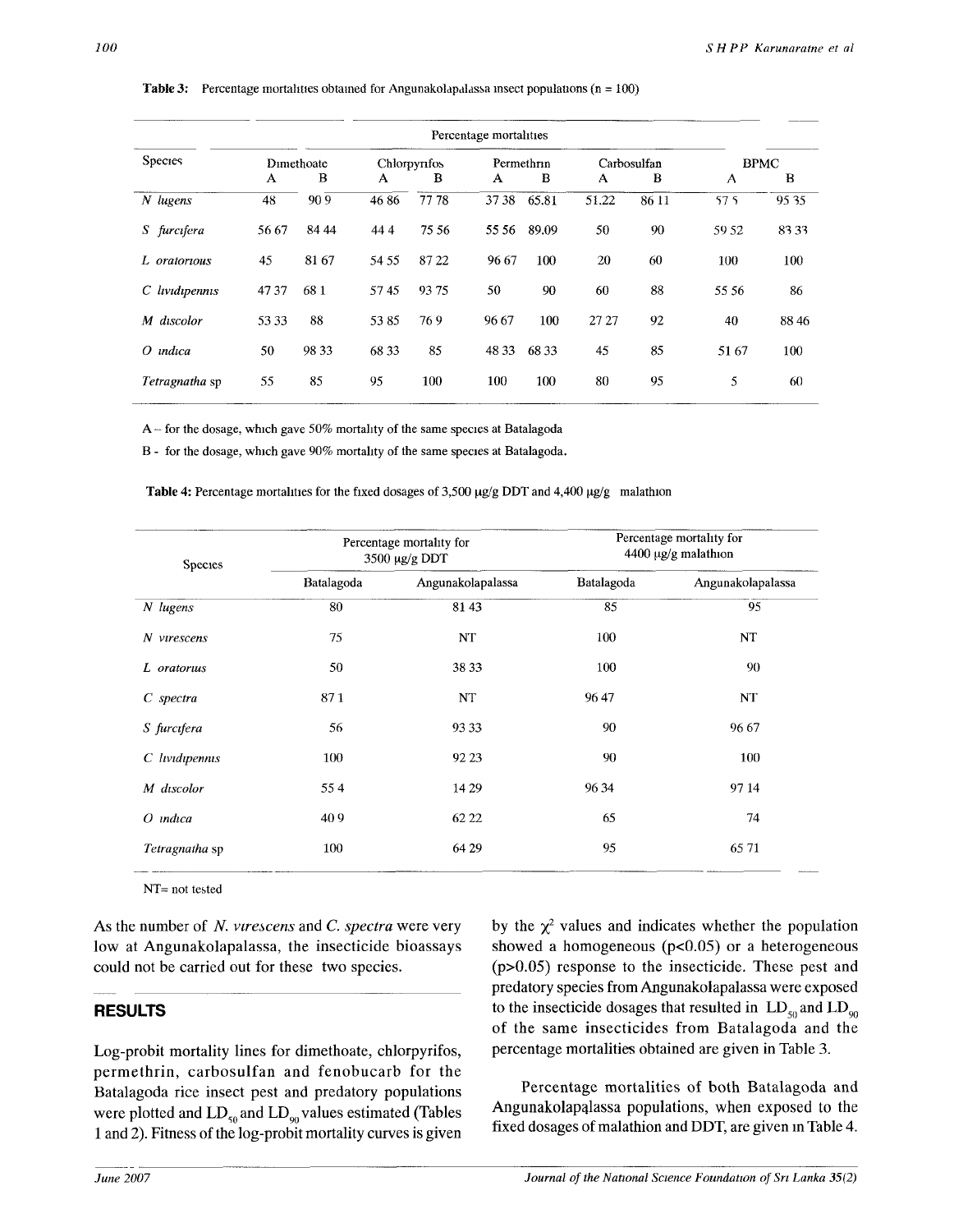**Table 3:** Percentage mortalities obtained for Angunakolapalassa insect populations (n = 100)

| Species | Percentage mortalities | | | | | | | | | |
|---|---|---|---|---|---|---|---|---|---|---|
| | Dimethoate | | Chlorpyrifos | | Permethrin | | Carbosulfan | | BPMC | |
| | A | B | A | B | A | B | A | B | A | B |
| *N lugens* | 48 | 90 9 | 46 86 | 77 78 | 37 38 | 65.81 | 51.22 | 86 11 | 57 5 | 95 35 |
| *S furcifera* | 56 67 | 84 44 | 44 4 | 75 56 | 55 56 | 89.09 | 50 | 90 | 59 52 | 83 33 |
| *L oratorious* | 45 | 81 67 | 54 55 | 87 22 | 96 67 | 100 | 20 | 60 | 100 | 100 |
| *C lividipennis* | 47 37 | 68 1 | 57 45 | 93 75 | 50 | 90 | 60 | 88 | 55 56 | 86 |
| *M discolor* | 53 33 | 88 | 53 85 | 76 9 | 96 67 | 100 | 27 27 | 92 | 40 | 88 46 |
| *O indica* | 50 | 98 33 | 68 33 | 85 | 48 33 | 68 33 | 45 | 85 | 51 67 | 100 |
| *Tetragnatha* sp | 55 | 85 | 95 | 100 | 100 | 100 | 80 | 95 | 5 | 60 |

A – for the dosage, which gave 50% mortality of the same species at Batalagoda

B - for the dosage, which gave 90% mortality of the same species at Batalagoda.

**Table 4:** Percentage mortalities for the fixed dosages of 3,500 μg/g DDT and 4,400 μg/g malathion

| Species | Percentage mortality for 3500 μg/g DDT | | Percentage mortality for 4400 μg/g malathion | |
|---|---|---|---|---|
| | Batalagoda | Angunakolapalassa | Batalagoda | Angunakolapalassa |
| *N lugens* | 80 | 81 43 | 85 | 95 |
| *N virescens* | 75 | NT | 100 | NT |
| *L oratorius* | 50 | 38 33 | 100 | 90 |
| *C spectra* | 87 1 | NT | 96 47 | NT |
| *S furcifera* | 56 | 93 33 | 90 | 96 67 |
| *C lividipennis* | 100 | 92 23 | 90 | 100 |
| *M discolor* | 55 4 | 14 29 | 96 34 | 97 14 |
| *O indica* | 40 9 | 62 22 | 65 | 74 |
| *Tetragnatha* sp | 100 | 64 29 | 95 | 65 71 |

NT= not tested

As the number of *N. virescens* and *C. spectra* were very low at Angunakolapalassa, the insecticide bioassays could not be carried out for these two species.

## RESULTS

Log-probit mortality lines for dimethoate, chlorpyrifos, permethrin, carbosulfan and fenobucarb for the Batalagoda rice insect pest and predatory populations were plotted and $LD_{50}$ and $LD_{90}$ values estimated (Tables 1 and 2). Fitness of the log-probit mortality curves is given by the $\chi^2$ values and indicates whether the population showed a homogeneous ($p<0.05$) or a heterogeneous ($p>0.05$) response to the insecticide. These pest and predatory species from Angunakolapalassa were exposed to the insecticide dosages that resulted in $LD_{50}$ and $LD_{90}$ of the same insecticides from Batalagoda and the percentage mortalities obtained are given in Table 3.

Percentage mortalities of both Batalagoda and Angunakolapalassa populations, when exposed to the fixed dosages of malathion and DDT, are given in Table 4.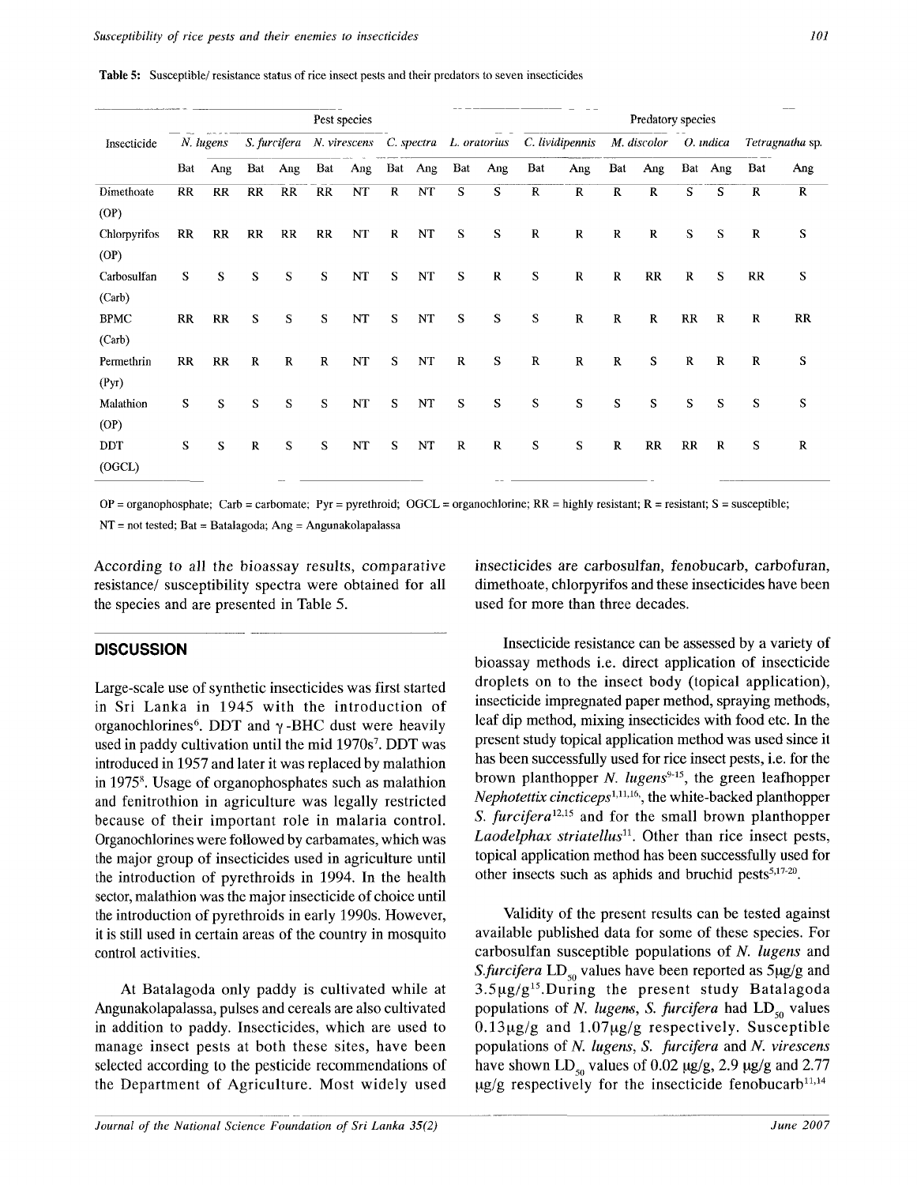**Table 5:** Susceptible/ resistance status of rice insect pests and their predators to seven insecticides

| Insecticide | Pest species | | | | | | | | | | Predatory species | | | | | | | |
|---|---|---|---|---|---|---|---|---|---|---|---|---|---|---|---|---|---|---|
| | *N. lugens* | | *S. furcifera* | | *N. virescens* | | *C. spectra* | | *L. oratorius* | | *C. lividipennis* | | *M. discolor* | | *O. indica* | | *Tetragnatha* sp. | |
| | Bat | Ang | Bat | Ang | Bat | Ang | Bat | Ang | Bat | Ang | Bat | Ang | Bat | Ang | Bat | Ang | Bat | Ang |
| Dimethoate (OP) | RR | RR | RR | RR | RR | NT | R | NT | S | S | R | R | R | R | S | S | R | R |
| Chlorpyrifos (OP) | RR | RR | RR | RR | RR | NT | R | NT | S | S | R | R | R | R | S | S | R | S |
| Carbosulfan (Carb) | S | S | S | S | S | NT | S | NT | S | R | S | R | R | RR | R | S | RR | S |
| BPMC (Carb) | RR | RR | S | S | S | NT | S | NT | S | S | S | R | R | R | RR | R | R | RR |
| Permethrin (Pyr) | RR | RR | R | R | R | NT | S | NT | R | S | R | R | R | S | R | R | R | S |
| Malathion (OP) | S | S | S | S | S | NT | S | NT | S | S | S | S | S | S | S | S | S | S |
| DDT (OGCL) | S | S | R | S | S | NT | S | NT | R | R | S | S | R | RR | RR | R | S | R |

OP = organophosphate; Carb = carbomate; Pyr = pyrethroid; OGCL = organochlorine; RR = highly resistant; R = resistant; S = susceptible; NT = not tested; Bat = Batalagoda; Ang = Angunakolapalassa

According to all the bioassay results, comparative resistance/ susceptibility spectra were obtained for all the species and are presented in Table 5.

## DISCUSSION

Large-scale use of synthetic insecticides was first started in Sri Lanka in 1945 with the introduction of organochlorines[6]. DDT and $\gamma$-BHC dust were heavily used in paddy cultivation until the mid 1970s[7]. DDT was introduced in 1957 and later it was replaced by malathion in 1975[8]. Usage of organophosphates such as malathion and fenitrothion in agriculture was legally restricted because of their important role in malaria control. Organochlorines were followed by carbamates, which was the major group of insecticides used in agriculture until the introduction of pyrethroids in 1994. In the health sector, malathion was the major insecticide of choice until the introduction of pyrethroids in early 1990s. However, it is still used in certain areas of the country in mosquito control activities.

At Batalagoda only paddy is cultivated while at Angunakolapalassa, pulses and cereals are also cultivated in addition to paddy. Insecticides, which are used to manage insect pests at both these sites, have been selected according to the pesticide recommendations of the Department of Agriculture. Most widely used insecticides are carbosulfan, fenobucarb, carbofuran, dimethoate, chlorpyrifos and these insecticides have been used for more than three decades.

Insecticide resistance can be assessed by a variety of bioassay methods i.e. direct application of insecticide droplets on to the insect body (topical application), insecticide impregnated paper method, spraying methods, leaf dip method, mixing insecticides with food etc. In the present study topical application method was used since it has been successfully used for rice insect pests, i.e. for the brown planthopper *N. lugens*[9-15], the green leafhopper *Nephotettix cincticeps*[1,11,16], the white-backed planthopper *S. furcifera*[12,15] and for the small brown planthopper *Laodelphax striatellus*[11]. Other than rice insect pests, topical application method has been successfully used for other insects such as aphids and bruchid pests[5,17-20].

Validity of the present results can be tested against available published data for some of these species. For carbosulfan susceptible populations of *N. lugens* and *S.furcifera* $LD_{50}$ values have been reported as 5μg/g and 3.5μg/g[15]. During the present study Batalagoda populations of *N. lugens*, *S. furcifera* had $LD_{50}$ values 0.13μg/g and 1.07μg/g respectively. Susceptible populations of *N. lugens*, *S. furcifera* and *N. virescens* have shown $LD_{50}$ values of 0.02 μg/g, 2.9 μg/g and 2.77 μg/g respectively for the insecticide fenobucarb[11,14]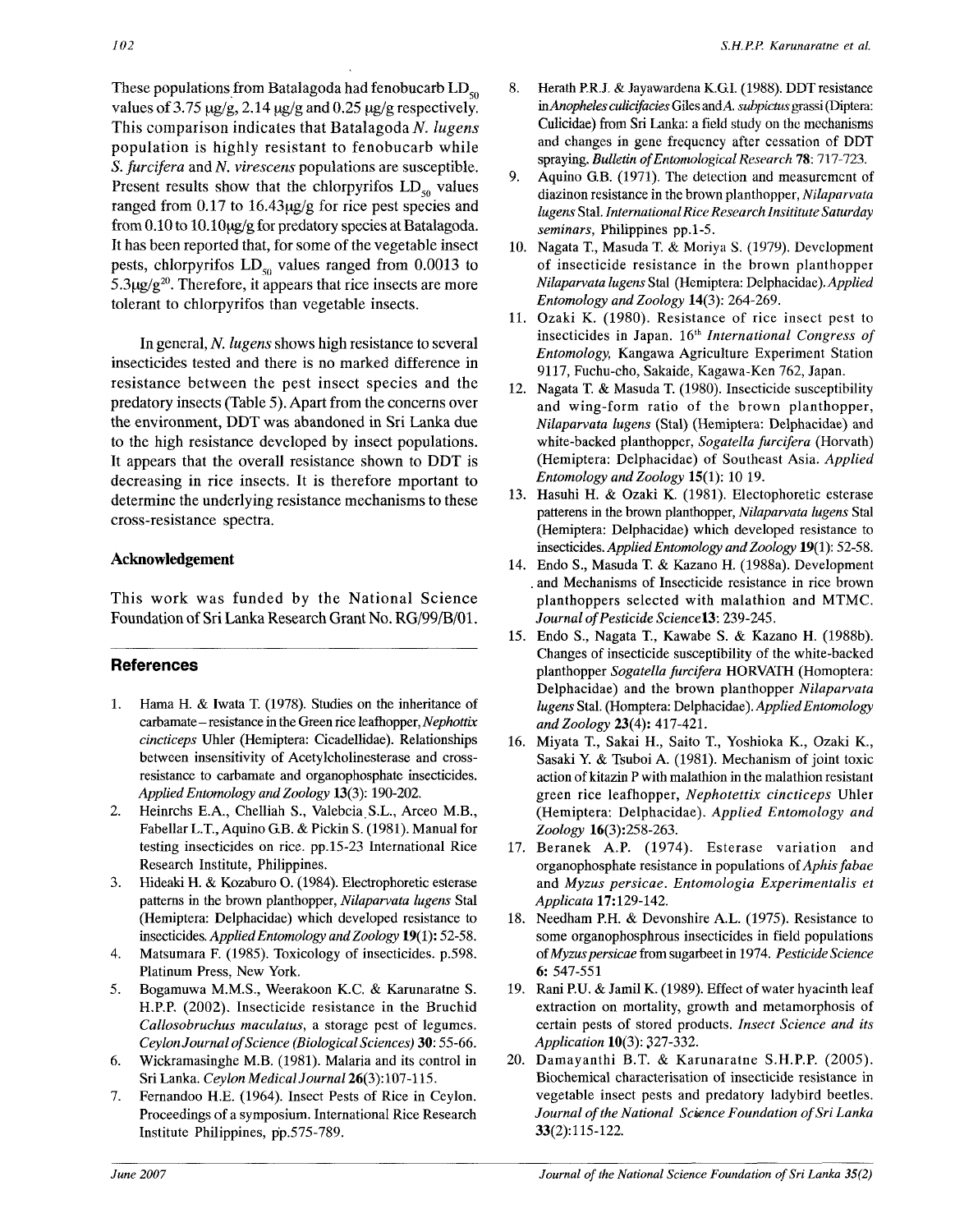These populations from Batalagoda had fenobucarb $LD_{50}$ values of 3.75 μg/g, 2.14 μg/g and 0.25 μg/g respectively. This comparison indicates that Batalagoda *N. lugens* population is highly resistant to fenobucarb while *S. furcifera* and *N. virescens* populations are susceptible. Present results show that the chlorpyrifos $LD_{50}$ values ranged from 0.17 to 16.43μg/g for rice pest species and from 0.10 to 10.10μg/g for predatory species at Batalagoda. It has been reported that, for some of the vegetable insect pests, chlorpyrifos $LD_{50}$ values ranged from 0.0013 to 5.3μg/g[20]. Therefore, it appears that rice insects are more tolerant to chlorpyrifos than vegetable insects.

In general, *N. lugens* shows high resistance to several insecticides tested and there is no marked difference in resistance between the pest insect species and the predatory insects (Table 5). Apart from the concerns over the environment, DDT was abandoned in Sri Lanka due to the high resistance developed by insect populations. It appears that the overall resistance shown to DDT is decreasing in rice insects. It is therefore mportant to determine the underlying resistance mechanisms to these cross-resistance spectra.

### Acknowledgement

This work was funded by the National Science Foundation of Sri Lanka Research Grant No. RG/99/B/01.

## References

1. Hama H. & Iwata T. (1978). Studies on the inheritance of carbamate – resistance in the Green rice leafhopper, *Nephottix cincticeps* Uhler (Hemiptera: Cicadellidae). Relationships between insensitivity of Acetylcholinesterase and cross-resistance to carbamate and organophosphate insecticides. *Applied Entomology and Zoology* **13**(3): 190-202.
2. Heinrchs E.A., Chelliah S., Valebcia S.L., Arceo M.B., Fabellar L.T., Aquino G.B. & Pickin S. (1981). Manual for testing insecticides on rice. pp.15-23 International Rice Research Institute, Philippines.
3. Hideaki H. & Kozaburo O. (1984). Electrophoretic esterase patterns in the brown planthopper, *Nilaparvata lugens* Stal (Hemiptera: Delphacidae) which developed resistance to insecticides. *Applied Entomology and Zoology* **19**(1): 52-58.
4. Matsumara F. (1985). Toxicology of insecticides. p.598. Platinum Press, New York.
5. Bogamuwa M.M.S., Weerakoon K.C. & Karunaratne S. H.P.P. (2002). Insecticide resistance in the Bruchid *Callosobruchus maculatus*, a storage pest of legumes. *Ceylon Journal of Science (Biological Sciences)* **30**: 55-66.
6. Wickramasinghe M.B. (1981). Malaria and its control in Sri Lanka. *Ceylon Medical Journal* **26**(3):107-115.
7. Fernandoo H.E. (1964). Insect Pests of Rice in Ceylon. Proceedings of a symposium. International Rice Research Institute Philippines, pp.575-789.
8. Herath P.R.J. & Jayawardena K.G.I. (1988). DDT resistance in *Anopheles culicifacies* Giles and *A. subpictus* grassi (Diptera: Culicidae) from Sri Lanka: a field study on the mechanisms and changes in gene frequency after cessation of DDT spraying. *Bulletin of Entomological Research* **78**: 717-723.
9. Aquino G.B. (1971). The detection and measurement of diazinon resistance in the brown planthopper, *Nilaparvata lugens* Stal. *International Rice Research Insititute Saturday seminars*, Philippines pp.1-5.
10. Nagata T., Masuda T. & Moriya S. (1979). Development of insecticide resistance in the brown planthopper *Nilaparvata lugens* Stal (Hemiptera: Delphacidae). *Applied Entomology and Zoology* **14**(3): 264-269.
11. Ozaki K. (1980). Resistance of rice insect pest to insecticides in Japan. 16th *International Congress of Entomology*, Kangawa Agriculture Experiment Station 9117, Fuchu-cho, Sakaide, Kagawa-Ken 762, Japan.
12. Nagata T. & Masuda T. (1980). Insecticide susceptibility and wing-form ratio of the brown planthopper, *Nilaparvata lugens* (Stal) (Hemiptera: Delphacidae) and white-backed planthopper, *Sogatella furcifera* (Horvath) (Hemiptera: Delphacidae) of Southeast Asia. *Applied Entomology and Zoology* **15**(1): 10 19.
13. Hasuhi H. & Ozaki K. (1981). Electophoretic esterase patterns in the brown planthopper, *Nilaparvata lugens* Stal (Hemiptera: Delphacidae) which developed resistance to insecticides. *Applied Entomology and Zoology* **19**(1): 52-58.
14. Endo S., Masuda T. & Kazano H. (1988a). Development and Mechanisms of Insecticide resistance in rice brown planthoppers selected with malathion and MTMC. *Journal of Pesticide Science* **13**: 239-245.
15. Endo S., Nagata T., Kawabe S. & Kazano H. (1988b). Changes of insecticide susceptibility of the white-backed planthopper *Sogatella furcifera* HORVATH (Homoptera: Delphacidae) and the brown planthopper *Nilaparvata lugens* Stal. (Homptera: Delphacidae). *Applied Entomology and Zoology* **23**(4): 417-421.
16. Miyata T., Sakai H., Saito T., Yoshioka K., Ozaki K., Sasaki Y. & Tsuboi A. (1981). Mechanism of joint toxic action of kitazin P with malathion in the malathion resistant green rice leafhopper, *Nephotettix cincticeps* Uhler (Hemiptera: Delphacidae). *Applied Entomology and Zoology* **16**(3):258-263.
17. Beranek A.P. (1974). Esterase variation and organophosphate resistance in populations of *Aphis fabae* and *Myzus persicae*. *Entomologia Experimentalis et Applicata* **17**:129-142.
18. Needham P.H. & Devonshire A.L. (1975). Resistance to some organophosphrous insecticides in field populations of *Myzus persicae* from sugarbeet in 1974. *Pesticide Science* **6**: 547-551
19. Rani P.U. & Jamil K. (1989). Effect of water hyacinth leaf extraction on mortality, growth and metamorphosis of certain pests of stored products. *Insect Science and its Application* **10**(3): 327-332.
20. Damayanthi B.T. & Karunaratne S.H.P.P. (2005). Biochemical characterisation of insecticide resistance in vegetable insect pests and predatory ladybird beetles. *Journal of the National Science Foundation of Sri Lanka* **33**(2):115-122.